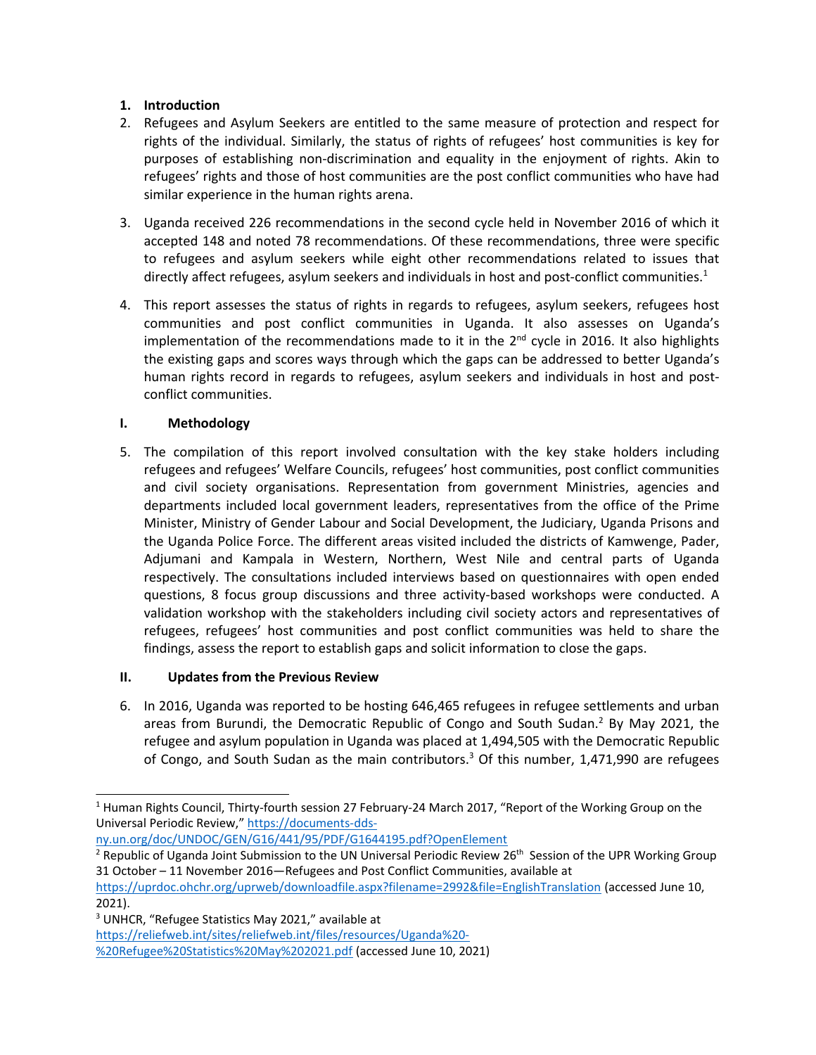## 1. Introduction

2. Refugees and Asylum Seekers are entitled to the same measure of protection and respect for rights of the individual. Similarly, the status of rights of refugees' host communities is key for purposes of establishing non-discrimination and equality in the enjoyment of rights. Akin to refugees' rights and those of host communities are the post conflict communities who have had similar experience in the human rights arena.

3. Uganda received 226 recommendations in the second cycle held in November 2016 of which it accepted 148 and noted 78 recommendations. Of these recommendations, three were specific to refugees and asylum seekers while eight other recommendations related to issues that directly affect refugees, asylum seekers and individuals in host and post-conflict communities.[1]

4. This report assesses the status of rights in regards to refugees, asylum seekers, refugees host communities and post conflict communities in Uganda. It also assesses on Uganda's implementation of the recommendations made to it in the 2nd cycle in 2016. It also highlights the existing gaps and scores ways through which the gaps can be addressed to better Uganda's human rights record in regards to refugees, asylum seekers and individuals in host and post-conflict communities.

## I. Methodology

5. The compilation of this report involved consultation with the key stake holders including refugees and refugees' Welfare Councils, refugees' host communities, post conflict communities and civil society organisations. Representation from government Ministries, agencies and departments included local government leaders, representatives from the office of the Prime Minister, Ministry of Gender Labour and Social Development, the Judiciary, Uganda Prisons and the Uganda Police Force. The different areas visited included the districts of Kamwenge, Pader, Adjumani and Kampala in Western, Northern, West Nile and central parts of Uganda respectively. The consultations included interviews based on questionnaires with open ended questions, 8 focus group discussions and three activity-based workshops were conducted. A validation workshop with the stakeholders including civil society actors and representatives of refugees, refugees' host communities and post conflict communities was held to share the findings, assess the report to establish gaps and solicit information to close the gaps.

## II. Updates from the Previous Review

6. In 2016, Uganda was reported to be hosting 646,465 refugees in refugee settlements and urban areas from Burundi, the Democratic Republic of Congo and South Sudan.[2] By May 2021, the refugee and asylum population in Uganda was placed at 1,494,505 with the Democratic Republic of Congo, and South Sudan as the main contributors.[3] Of this number, 1,471,990 are refugees

---

[1] Human Rights Council, Thirty-fourth session 27 February-24 March 2017, "Report of the Working Group on the Universal Periodic Review," https://documents-dds-ny.un.org/doc/UNDOC/GEN/G16/441/95/PDF/G1644195.pdf?OpenElement

[2] Republic of Uganda Joint Submission to the UN Universal Periodic Review 26th Session of the UPR Working Group 31 October – 11 November 2016—Refugees and Post Conflict Communities, available at https://uprdoc.ohchr.org/uprweb/downloadfile.aspx?filename=2992&file=EnglishTranslation (accessed June 10, 2021).

[3] UNHCR, "Refugee Statistics May 2021," available at https://reliefweb.int/sites/reliefweb.int/files/resources/Uganda%20-%20Refugee%20Statistics%20May%202021.pdf (accessed June 10, 2021)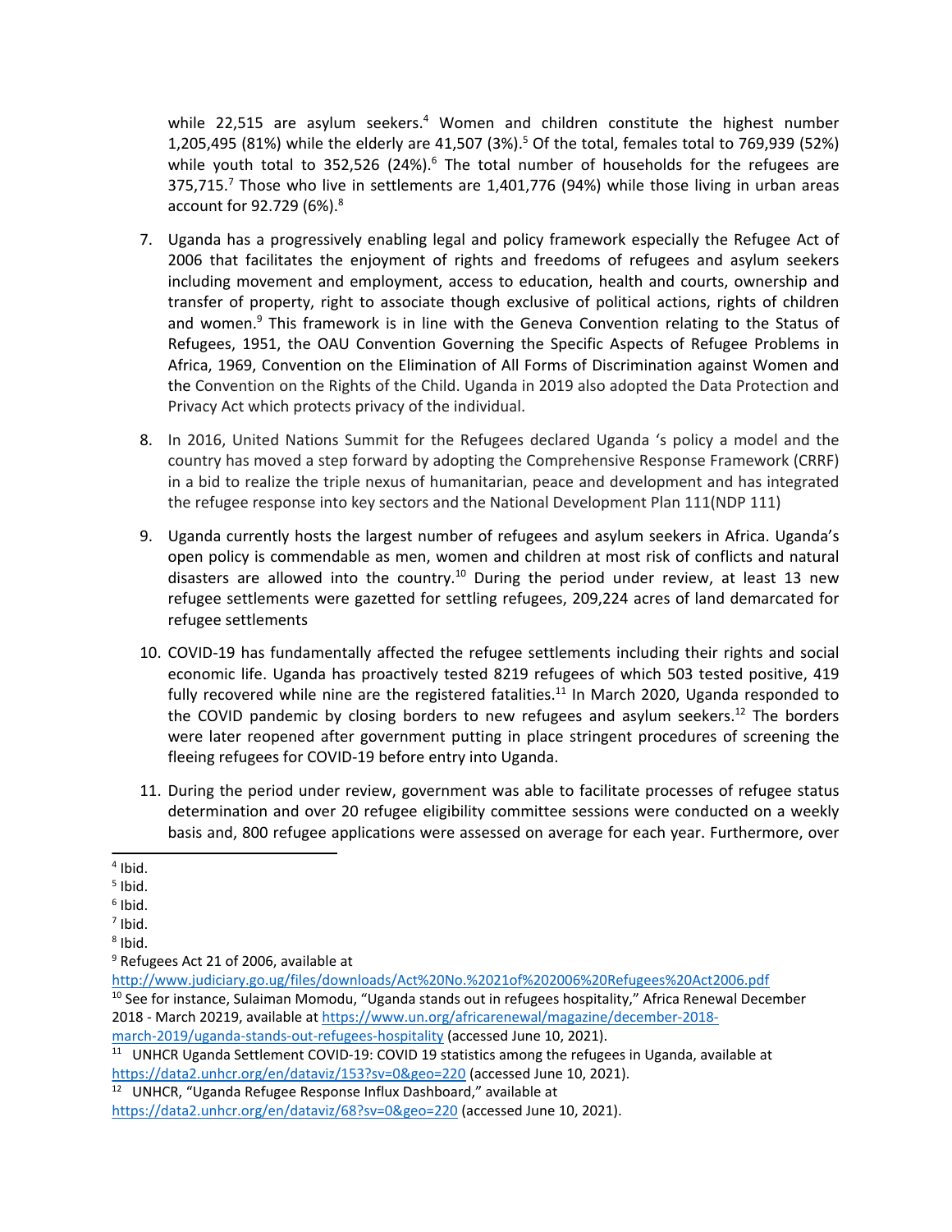while 22,515 are asylum seekers.[4] Women and children constitute the highest number 1,205,495 (81%) while the elderly are 41,507 (3%).[5] Of the total, females total to 769,939 (52%) while youth total to 352,526 (24%).[6] The total number of households for the refugees are 375,715.[7] Those who live in settlements are 1,401,776 (94%) while those living in urban areas account for 92.729 (6%).[8]

7. Uganda has a progressively enabling legal and policy framework especially the Refugee Act of 2006 that facilitates the enjoyment of rights and freedoms of refugees and asylum seekers including movement and employment, access to education, health and courts, ownership and transfer of property, right to associate though exclusive of political actions, rights of children and women.[9] This framework is in line with the Geneva Convention relating to the Status of Refugees, 1951, the OAU Convention Governing the Specific Aspects of Refugee Problems in Africa, 1969, Convention on the Elimination of All Forms of Discrimination against Women and the Convention on the Rights of the Child. Uganda in 2019 also adopted the Data Protection and Privacy Act which protects privacy of the individual.

8. In 2016, United Nations Summit for the Refugees declared Uganda 's policy a model and the country has moved a step forward by adopting the Comprehensive Response Framework (CRRF) in a bid to realize the triple nexus of humanitarian, peace and development and has integrated the refugee response into key sectors and the National Development Plan 111(NDP 111)

9. Uganda currently hosts the largest number of refugees and asylum seekers in Africa. Uganda's open policy is commendable as men, women and children at most risk of conflicts and natural disasters are allowed into the country.[10] During the period under review, at least 13 new refugee settlements were gazetted for settling refugees, 209,224 acres of land demarcated for refugee settlements

10. COVID-19 has fundamentally affected the refugee settlements including their rights and social economic life. Uganda has proactively tested 8219 refugees of which 503 tested positive, 419 fully recovered while nine are the registered fatalities.[11] In March 2020, Uganda responded to the COVID pandemic by closing borders to new refugees and asylum seekers.[12] The borders were later reopened after government putting in place stringent procedures of screening the fleeing refugees for COVID-19 before entry into Uganda.

11. During the period under review, government was able to facilitate processes of refugee status determination and over 20 refugee eligibility committee sessions were conducted on a weekly basis and, 800 refugee applications were assessed on average for each year. Furthermore, over

---

[4] Ibid.

[5] Ibid.

[6] Ibid.

[7] Ibid.

[8] Ibid.

[9] Refugees Act 21 of 2006, available at http://www.judiciary.go.ug/files/downloads/Act%20No.%2021of%202006%20Refugees%20Act2006.pdf

[10] See for instance, Sulaiman Momodu, "Uganda stands out in refugees hospitality," Africa Renewal December 2018 - March 20219, available at https://www.un.org/africarenewal/magazine/december-2018-march-2019/uganda-stands-out-refugees-hospitality (accessed June 10, 2021).

[11] UNHCR Uganda Settlement COVID-19: COVID 19 statistics among the refugees in Uganda, available at https://data2.unhcr.org/en/dataviz/153?sv=0&geo=220 (accessed June 10, 2021).

[12] UNHCR, "Uganda Refugee Response Influx Dashboard," available at https://data2.unhcr.org/en/dataviz/68?sv=0&geo=220 (accessed June 10, 2021).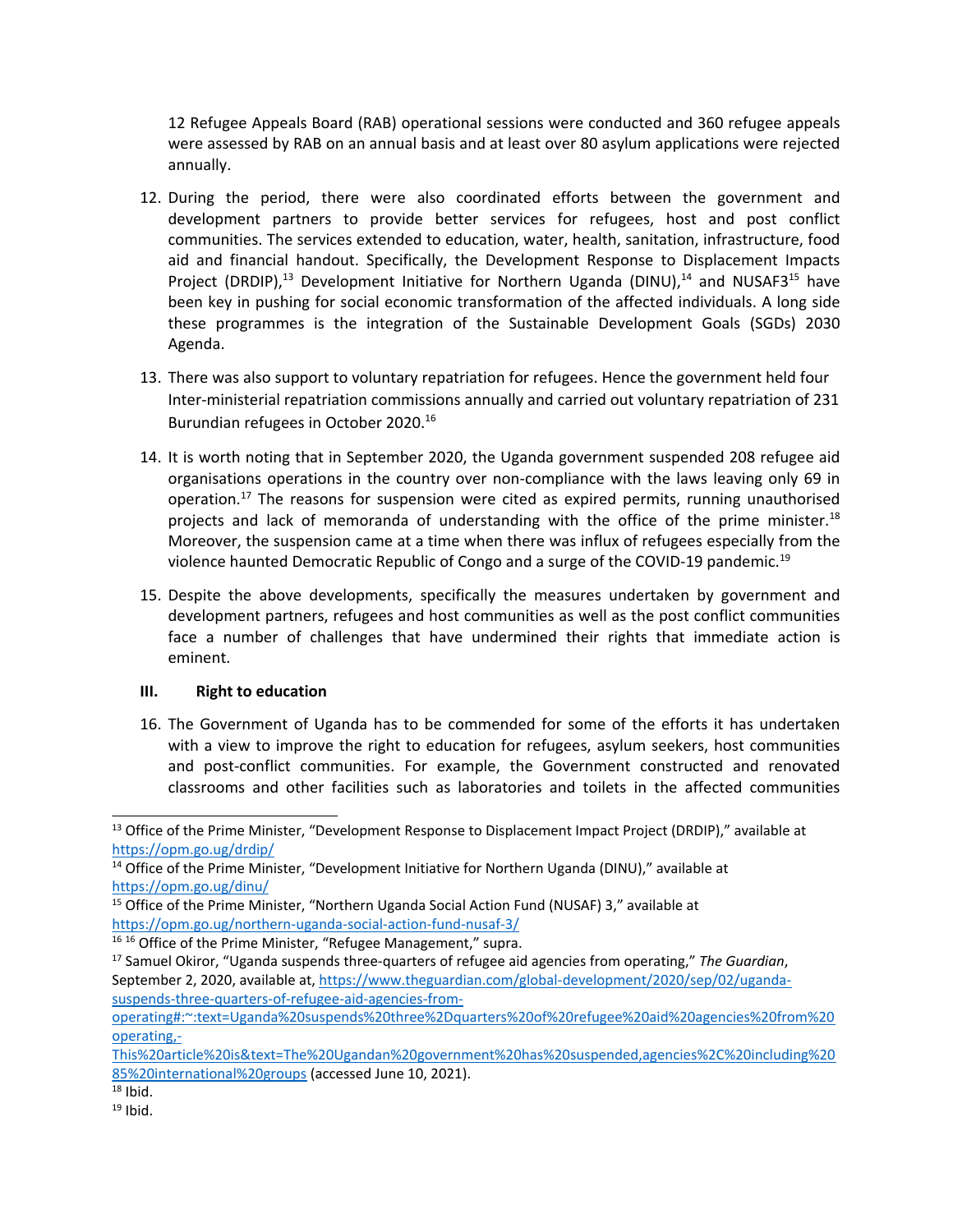12 Refugee Appeals Board (RAB) operational sessions were conducted and 360 refugee appeals were assessed by RAB on an annual basis and at least over 80 asylum applications were rejected annually.

12. During the period, there were also coordinated efforts between the government and development partners to provide better services for refugees, host and post conflict communities. The services extended to education, water, health, sanitation, infrastructure, food aid and financial handout. Specifically, the Development Response to Displacement Impacts Project (DRDIP),[13] Development Initiative for Northern Uganda (DINU),[14] and NUSAF3[15] have been key in pushing for social economic transformation of the affected individuals. A long side these programmes is the integration of the Sustainable Development Goals (SGDs) 2030 Agenda.

13. There was also support to voluntary repatriation for refugees. Hence the government held four Inter-ministerial repatriation commissions annually and carried out voluntary repatriation of 231 Burundian refugees in October 2020.[16]

14. It is worth noting that in September 2020, the Uganda government suspended 208 refugee aid organisations operations in the country over non-compliance with the laws leaving only 69 in operation.[17] The reasons for suspension were cited as expired permits, running unauthorised projects and lack of memoranda of understanding with the office of the prime minister.[18] Moreover, the suspension came at a time when there was influx of refugees especially from the violence haunted Democratic Republic of Congo and a surge of the COVID-19 pandemic.[19]

15. Despite the above developments, specifically the measures undertaken by government and development partners, refugees and host communities as well as the post conflict communities face a number of challenges that have undermined their rights that immediate action is eminent.

### III. Right to education

16. The Government of Uganda has to be commended for some of the efforts it has undertaken with a view to improve the right to education for refugees, asylum seekers, host communities and post-conflict communities. For example, the Government constructed and renovated classrooms and other facilities such as laboratories and toilets in the affected communities

---

[13] Office of the Prime Minister, "Development Response to Displacement Impact Project (DRDIP)," available at https://opm.go.ug/drdip/

[14] Office of the Prime Minister, "Development Initiative for Northern Uganda (DINU)," available at https://opm.go.ug/dinu/

[15] Office of the Prime Minister, "Northern Uganda Social Action Fund (NUSAF) 3," available at https://opm.go.ug/northern-uganda-social-action-fund-nusaf-3/

[16] [16] Office of the Prime Minister, "Refugee Management," supra.

[17] Samuel Okiror, "Uganda suspends three-quarters of refugee aid agencies from operating," *The Guardian*, September 2, 2020, available at, https://www.theguardian.com/global-development/2020/sep/02/uganda-suspends-three-quarters-of-refugee-aid-agencies-from-operating#:~:text=Uganda%20suspends%20three%2Dquarters%20of%20refugee%20aid%20agencies%20from%20operating,-This%20article%20is&text=The%20Ugandan%20government%20has%20suspended,agencies%2C%20including%2085%20international%20groups (accessed June 10, 2021).

[18] Ibid.

[19] Ibid.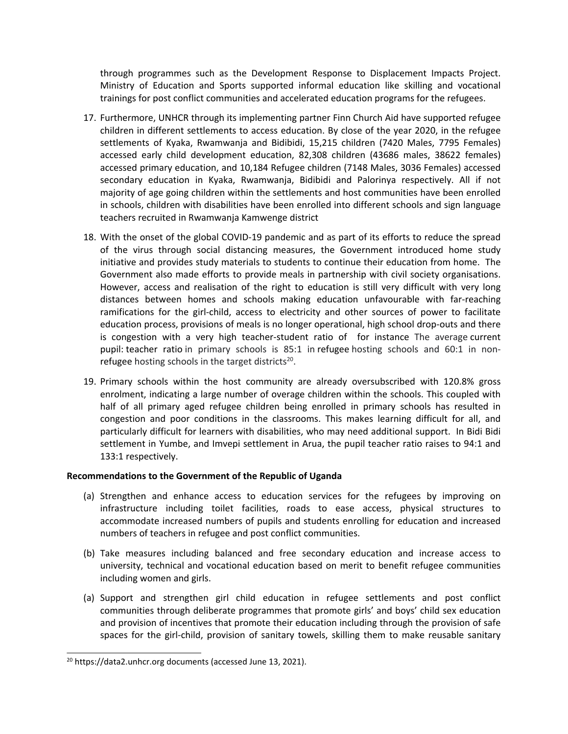through programmes such as the Development Response to Displacement Impacts Project. Ministry of Education and Sports supported informal education like skilling and vocational trainings for post conflict communities and accelerated education programs for the refugees.

17. Furthermore, UNHCR through its implementing partner Finn Church Aid have supported refugee children in different settlements to access education. By close of the year 2020, in the refugee settlements of Kyaka, Rwamwanja and Bidibidi, 15,215 children (7420 Males, 7795 Females) accessed early child development education, 82,308 children (43686 males, 38622 females) accessed primary education, and 10,184 Refugee children (7148 Males, 3036 Females) accessed secondary education in Kyaka, Rwamwanja, Bidibidi and Palorinya respectively. All if not majority of age going children within the settlements and host communities have been enrolled in schools, children with disabilities have been enrolled into different schools and sign language teachers recruited in Rwamwanja Kamwenge district

18. With the onset of the global COVID-19 pandemic and as part of its efforts to reduce the spread of the virus through social distancing measures, the Government introduced home study initiative and provides study materials to students to continue their education from home. The Government also made efforts to provide meals in partnership with civil society organisations. However, access and realisation of the right to education is still very difficult with very long distances between homes and schools making education unfavourable with far-reaching ramifications for the girl-child, access to electricity and other sources of power to facilitate education process, provisions of meals is no longer operational, high school drop-outs and there is congestion with a very high teacher-student ratio of for instance The average current pupil: teacher ratio in primary schools is 85:1 in refugee hosting schools and 60:1 in non-refugee hosting schools in the target districts[20].

19. Primary schools within the host community are already oversubscribed with 120.8% gross enrolment, indicating a large number of overage children within the schools. This coupled with half of all primary aged refugee children being enrolled in primary schools has resulted in congestion and poor conditions in the classrooms. This makes learning difficult for all, and particularly difficult for learners with disabilities, who may need additional support. In Bidi Bidi settlement in Yumbe, and Imvepi settlement in Arua, the pupil teacher ratio raises to 94:1 and 133:1 respectively.

**Recommendations to the Government of the Republic of Uganda**

(a) Strengthen and enhance access to education services for the refugees by improving on infrastructure including toilet facilities, roads to ease access, physical structures to accommodate increased numbers of pupils and students enrolling for education and increased numbers of teachers in refugee and post conflict communities.

(b) Take measures including balanced and free secondary education and increase access to university, technical and vocational education based on merit to benefit refugee communities including women and girls.

(a) Support and strengthen girl child education in refugee settlements and post conflict communities through deliberate programmes that promote girls' and boys' child sex education and provision of incentives that promote their education including through the provision of safe spaces for the girl-child, provision of sanitary towels, skilling them to make reusable sanitary

[20] https://data2.unhcr.org documents (accessed June 13, 2021).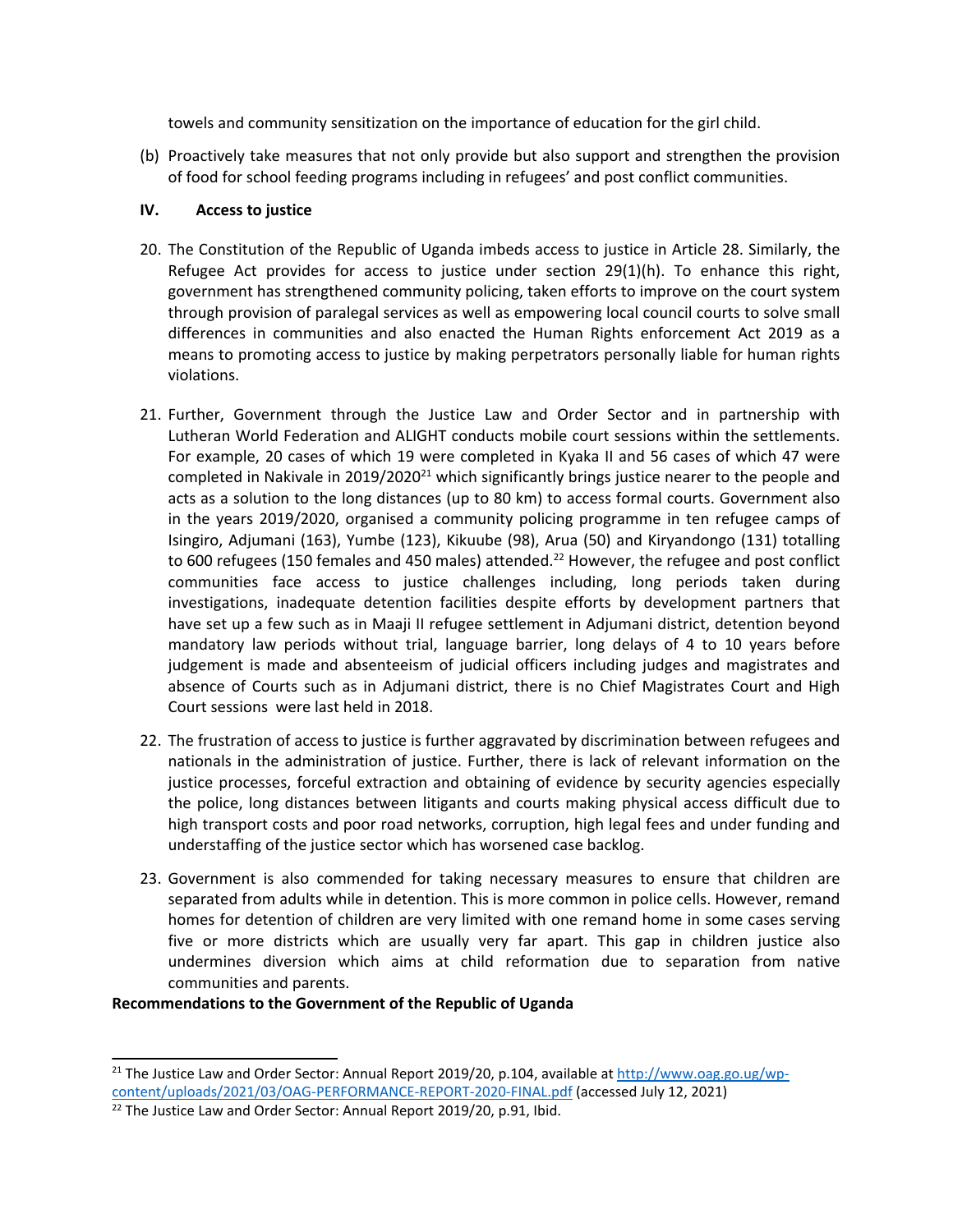towels and community sensitization on the importance of education for the girl child.

(b) Proactively take measures that not only provide but also support and strengthen the provision of food for school feeding programs including in refugees' and post conflict communities.

## IV. Access to justice

20. The Constitution of the Republic of Uganda imbeds access to justice in Article 28. Similarly, the Refugee Act provides for access to justice under section 29(1)(h). To enhance this right, government has strengthened community policing, taken efforts to improve on the court system through provision of paralegal services as well as empowering local council courts to solve small differences in communities and also enacted the Human Rights enforcement Act 2019 as a means to promoting access to justice by making perpetrators personally liable for human rights violations.

21. Further, Government through the Justice Law and Order Sector and in partnership with Lutheran World Federation and ALIGHT conducts mobile court sessions within the settlements. For example, 20 cases of which 19 were completed in Kyaka II and 56 cases of which 47 were completed in Nakivale in 2019/2020[21] which significantly brings justice nearer to the people and acts as a solution to the long distances (up to 80 km) to access formal courts. Government also in the years 2019/2020, organised a community policing programme in ten refugee camps of Isingiro, Adjumani (163), Yumbe (123), Kikuube (98), Arua (50) and Kiryandongo (131) totalling to 600 refugees (150 females and 450 males) attended.[22] However, the refugee and post conflict communities face access to justice challenges including, long periods taken during investigations, inadequate detention facilities despite efforts by development partners that have set up a few such as in Maaji II refugee settlement in Adjumani district, detention beyond mandatory law periods without trial, language barrier, long delays of 4 to 10 years before judgement is made and absenteeism of judicial officers including judges and magistrates and absence of Courts such as in Adjumani district, there is no Chief Magistrates Court and High Court sessions were last held in 2018.

22. The frustration of access to justice is further aggravated by discrimination between refugees and nationals in the administration of justice. Further, there is lack of relevant information on the justice processes, forceful extraction and obtaining of evidence by security agencies especially the police, long distances between litigants and courts making physical access difficult due to high transport costs and poor road networks, corruption, high legal fees and under funding and understaffing of the justice sector which has worsened case backlog.

23. Government is also commended for taking necessary measures to ensure that children are separated from adults while in detention. This is more common in police cells. However, remand homes for detention of children are very limited with one remand home in some cases serving five or more districts which are usually very far apart. This gap in children justice also undermines diversion which aims at child reformation due to separation from native communities and parents.

**Recommendations to the Government of the Republic of Uganda**

[21] The Justice Law and Order Sector: Annual Report 2019/20, p.104, available at http://www.oag.go.ug/wp-content/uploads/2021/03/OAG-PERFORMANCE-REPORT-2020-FINAL.pdf (accessed July 12, 2021)

[22] The Justice Law and Order Sector: Annual Report 2019/20, p.91, Ibid.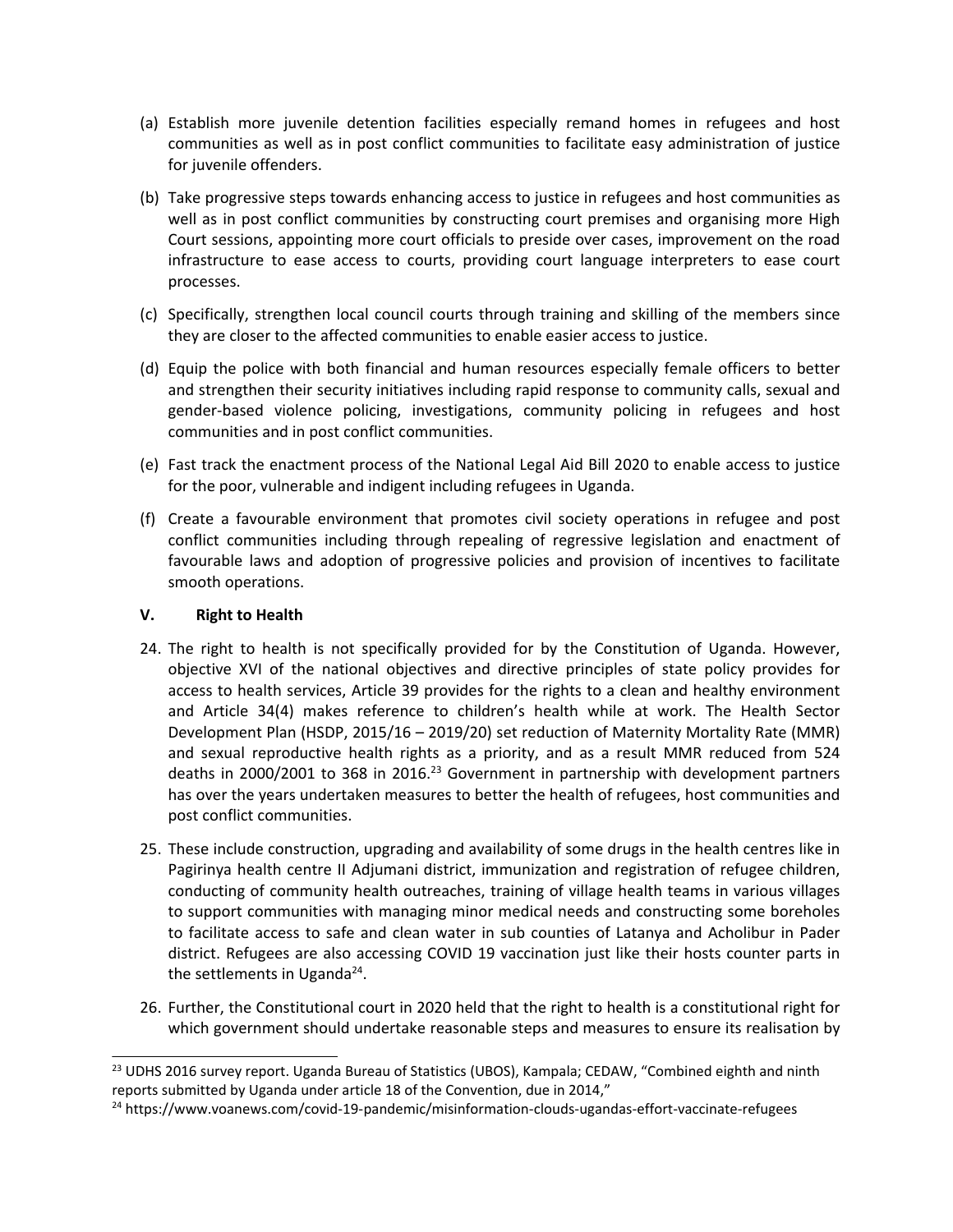(a) Establish more juvenile detention facilities especially remand homes in refugees and host communities as well as in post conflict communities to facilitate easy administration of justice for juvenile offenders.

(b) Take progressive steps towards enhancing access to justice in refugees and host communities as well as in post conflict communities by constructing court premises and organising more High Court sessions, appointing more court officials to preside over cases, improvement on the road infrastructure to ease access to courts, providing court language interpreters to ease court processes.

(c) Specifically, strengthen local council courts through training and skilling of the members since they are closer to the affected communities to enable easier access to justice.

(d) Equip the police with both financial and human resources especially female officers to better and strengthen their security initiatives including rapid response to community calls, sexual and gender-based violence policing, investigations, community policing in refugees and host communities and in post conflict communities.

(e) Fast track the enactment process of the National Legal Aid Bill 2020 to enable access to justice for the poor, vulnerable and indigent including refugees in Uganda.

(f) Create a favourable environment that promotes civil society operations in refugee and post conflict communities including through repealing of regressive legislation and enactment of favourable laws and adoption of progressive policies and provision of incentives to facilitate smooth operations.

## V. Right to Health

24. The right to health is not specifically provided for by the Constitution of Uganda. However, objective XVI of the national objectives and directive principles of state policy provides for access to health services, Article 39 provides for the rights to a clean and healthy environment and Article 34(4) makes reference to children's health while at work. The Health Sector Development Plan (HSDP, 2015/16 – 2019/20) set reduction of Maternity Mortality Rate (MMR) and sexual reproductive health rights as a priority, and as a result MMR reduced from 524 deaths in 2000/2001 to 368 in 2016.[23] Government in partnership with development partners has over the years undertaken measures to better the health of refugees, host communities and post conflict communities.

25. These include construction, upgrading and availability of some drugs in the health centres like in Pagirinya health centre II Adjumani district, immunization and registration of refugee children, conducting of community health outreaches, training of village health teams in various villages to support communities with managing minor medical needs and constructing some boreholes to facilitate access to safe and clean water in sub counties of Latanya and Acholibur in Pader district. Refugees are also accessing COVID 19 vaccination just like their hosts counter parts in the settlements in Uganda[24].

26. Further, the Constitutional court in 2020 held that the right to health is a constitutional right for which government should undertake reasonable steps and measures to ensure its realisation by

---

[23] UDHS 2016 survey report. Uganda Bureau of Statistics (UBOS), Kampala; CEDAW, "Combined eighth and ninth reports submitted by Uganda under article 18 of the Convention, due in 2014,"

[24] https://www.voanews.com/covid-19-pandemic/misinformation-clouds-ugandas-effort-vaccinate-refugees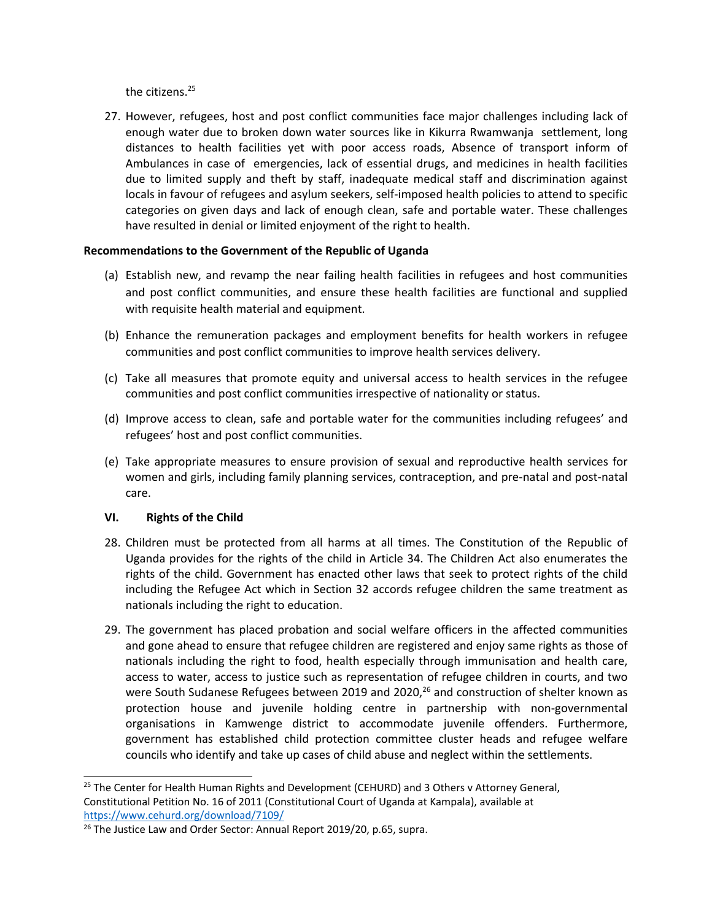the citizens.[25]

27. However, refugees, host and post conflict communities face major challenges including lack of enough water due to broken down water sources like in Kikurra Rwamwanja settlement, long distances to health facilities yet with poor access roads, Absence of transport inform of Ambulances in case of emergencies, lack of essential drugs, and medicines in health facilities due to limited supply and theft by staff, inadequate medical staff and discrimination against locals in favour of refugees and asylum seekers, self-imposed health policies to attend to specific categories on given days and lack of enough clean, safe and portable water. These challenges have resulted in denial or limited enjoyment of the right to health.

**Recommendations to the Government of the Republic of Uganda**

(a) Establish new, and revamp the near failing health facilities in refugees and host communities and post conflict communities, and ensure these health facilities are functional and supplied with requisite health material and equipment.

(b) Enhance the remuneration packages and employment benefits for health workers in refugee communities and post conflict communities to improve health services delivery.

(c) Take all measures that promote equity and universal access to health services in the refugee communities and post conflict communities irrespective of nationality or status.

(d) Improve access to clean, safe and portable water for the communities including refugees' and refugees' host and post conflict communities.

(e) Take appropriate measures to ensure provision of sexual and reproductive health services for women and girls, including family planning services, contraception, and pre-natal and post-natal care.

## VI. Rights of the Child

28. Children must be protected from all harms at all times. The Constitution of the Republic of Uganda provides for the rights of the child in Article 34. The Children Act also enumerates the rights of the child. Government has enacted other laws that seek to protect rights of the child including the Refugee Act which in Section 32 accords refugee children the same treatment as nationals including the right to education.

29. The government has placed probation and social welfare officers in the affected communities and gone ahead to ensure that refugee children are registered and enjoy same rights as those of nationals including the right to food, health especially through immunisation and health care, access to water, access to justice such as representation of refugee children in courts, and two were South Sudanese Refugees between 2019 and 2020,[26] and construction of shelter known as protection house and juvenile holding centre in partnership with non-governmental organisations in Kamwenge district to accommodate juvenile offenders. Furthermore, government has established child protection committee cluster heads and refugee welfare councils who identify and take up cases of child abuse and neglect within the settlements.

---

[25] The Center for Health Human Rights and Development (CEHURD) and 3 Others v Attorney General, Constitutional Petition No. 16 of 2011 (Constitutional Court of Uganda at Kampala), available at https://www.cehurd.org/download/7109/

[26] The Justice Law and Order Sector: Annual Report 2019/20, p.65, supra.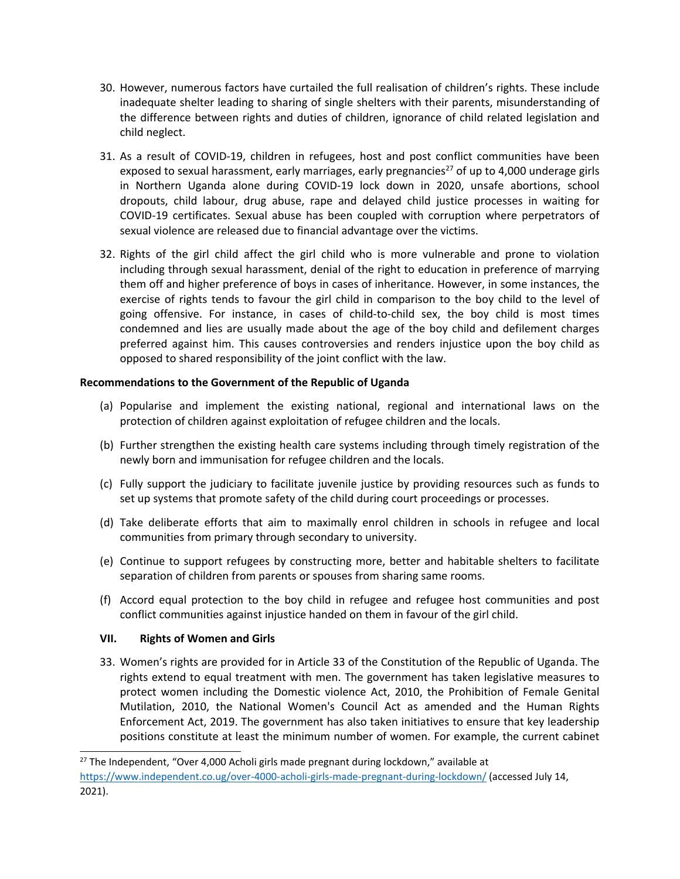30. However, numerous factors have curtailed the full realisation of children's rights. These include inadequate shelter leading to sharing of single shelters with their parents, misunderstanding of the difference between rights and duties of children, ignorance of child related legislation and child neglect.

31. As a result of COVID-19, children in refugees, host and post conflict communities have been exposed to sexual harassment, early marriages, early pregnancies[27] of up to 4,000 underage girls in Northern Uganda alone during COVID-19 lock down in 2020, unsafe abortions, school dropouts, child labour, drug abuse, rape and delayed child justice processes in waiting for COVID-19 certificates. Sexual abuse has been coupled with corruption where perpetrators of sexual violence are released due to financial advantage over the victims.

32. Rights of the girl child affect the girl child who is more vulnerable and prone to violation including through sexual harassment, denial of the right to education in preference of marrying them off and higher preference of boys in cases of inheritance. However, in some instances, the exercise of rights tends to favour the girl child in comparison to the boy child to the level of going offensive. For instance, in cases of child-to-child sex, the boy child is most times condemned and lies are usually made about the age of the boy child and defilement charges preferred against him. This causes controversies and renders injustice upon the boy child as opposed to shared responsibility of the joint conflict with the law.

**Recommendations to the Government of the Republic of Uganda**

(a) Popularise and implement the existing national, regional and international laws on the protection of children against exploitation of refugee children and the locals.

(b) Further strengthen the existing health care systems including through timely registration of the newly born and immunisation for refugee children and the locals.

(c) Fully support the judiciary to facilitate juvenile justice by providing resources such as funds to set up systems that promote safety of the child during court proceedings or processes.

(d) Take deliberate efforts that aim to maximally enrol children in schools in refugee and local communities from primary through secondary to university.

(e) Continue to support refugees by constructing more, better and habitable shelters to facilitate separation of children from parents or spouses from sharing same rooms.

(f) Accord equal protection to the boy child in refugee and refugee host communities and post conflict communities against injustice handed on them in favour of the girl child.

## VII. Rights of Women and Girls

33. Women's rights are provided for in Article 33 of the Constitution of the Republic of Uganda. The rights extend to equal treatment with men. The government has taken legislative measures to protect women including the Domestic violence Act, 2010, the Prohibition of Female Genital Mutilation, 2010, the National Women's Council Act as amended and the Human Rights Enforcement Act, 2019. The government has also taken initiatives to ensure that key leadership positions constitute at least the minimum number of women. For example, the current cabinet

[27] The Independent, "Over 4,000 Acholi girls made pregnant during lockdown," available at https://www.independent.co.ug/over-4000-acholi-girls-made-pregnant-during-lockdown/ (accessed July 14, 2021).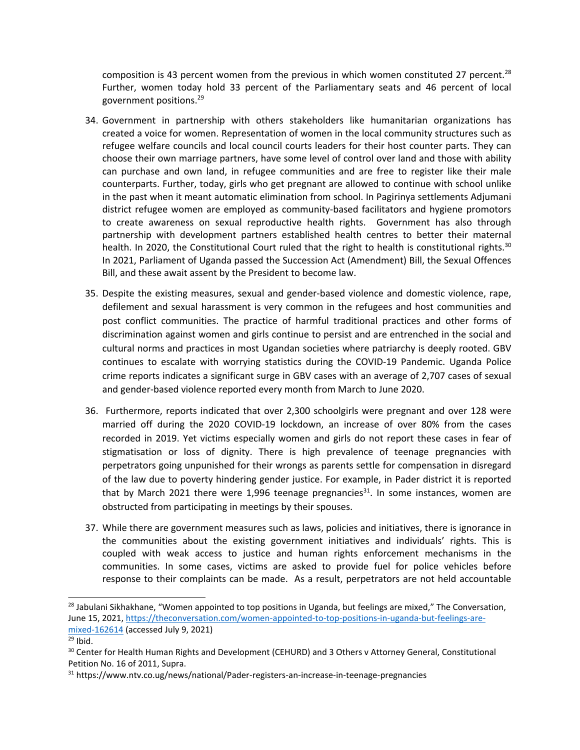composition is 43 percent women from the previous in which women constituted 27 percent.[28] Further, women today hold 33 percent of the Parliamentary seats and 46 percent of local government positions.[29]

34. Government in partnership with others stakeholders like humanitarian organizations has created a voice for women. Representation of women in the local community structures such as refugee welfare councils and local council courts leaders for their host counter parts. They can choose their own marriage partners, have some level of control over land and those with ability can purchase and own land, in refugee communities and are free to register like their male counterparts. Further, today, girls who get pregnant are allowed to continue with school unlike in the past when it meant automatic elimination from school. In Pagirinya settlements Adjumani district refugee women are employed as community-based facilitators and hygiene promotors to create awareness on sexual reproductive health rights. Government has also through partnership with development partners established health centres to better their maternal health. In 2020, the Constitutional Court ruled that the right to health is constitutional rights.[30] In 2021, Parliament of Uganda passed the Succession Act (Amendment) Bill, the Sexual Offences Bill, and these await assent by the President to become law.

35. Despite the existing measures, sexual and gender-based violence and domestic violence, rape, defilement and sexual harassment is very common in the refugees and host communities and post conflict communities. The practice of harmful traditional practices and other forms of discrimination against women and girls continue to persist and are entrenched in the social and cultural norms and practices in most Ugandan societies where patriarchy is deeply rooted. GBV continues to escalate with worrying statistics during the COVID-19 Pandemic. Uganda Police crime reports indicates a significant surge in GBV cases with an average of 2,707 cases of sexual and gender-based violence reported every month from March to June 2020.

36. Furthermore, reports indicated that over 2,300 schoolgirls were pregnant and over 128 were married off during the 2020 COVID-19 lockdown, an increase of over 80% from the cases recorded in 2019. Yet victims especially women and girls do not report these cases in fear of stigmatisation or loss of dignity. There is high prevalence of teenage pregnancies with perpetrators going unpunished for their wrongs as parents settle for compensation in disregard of the law due to poverty hindering gender justice. For example, in Pader district it is reported that by March 2021 there were 1,996 teenage pregnancies[31]. In some instances, women are obstructed from participating in meetings by their spouses.

37. While there are government measures such as laws, policies and initiatives, there is ignorance in the communities about the existing government initiatives and individuals' rights. This is coupled with weak access to justice and human rights enforcement mechanisms in the communities. In some cases, victims are asked to provide fuel for police vehicles before response to their complaints can be made. As a result, perpetrators are not held accountable

---

[28] Jabulani Sikhakhane, "Women appointed to top positions in Uganda, but feelings are mixed," The Conversation, June 15, 2021, https://theconversation.com/women-appointed-to-top-positions-in-uganda-but-feelings-are-mixed-162614 (accessed July 9, 2021)

[29] Ibid.

[30] Center for Health Human Rights and Development (CEHURD) and 3 Others v Attorney General, Constitutional Petition No. 16 of 2011, Supra.

[31] https://www.ntv.co.ug/news/national/Pader-registers-an-increase-in-teenage-pregnancies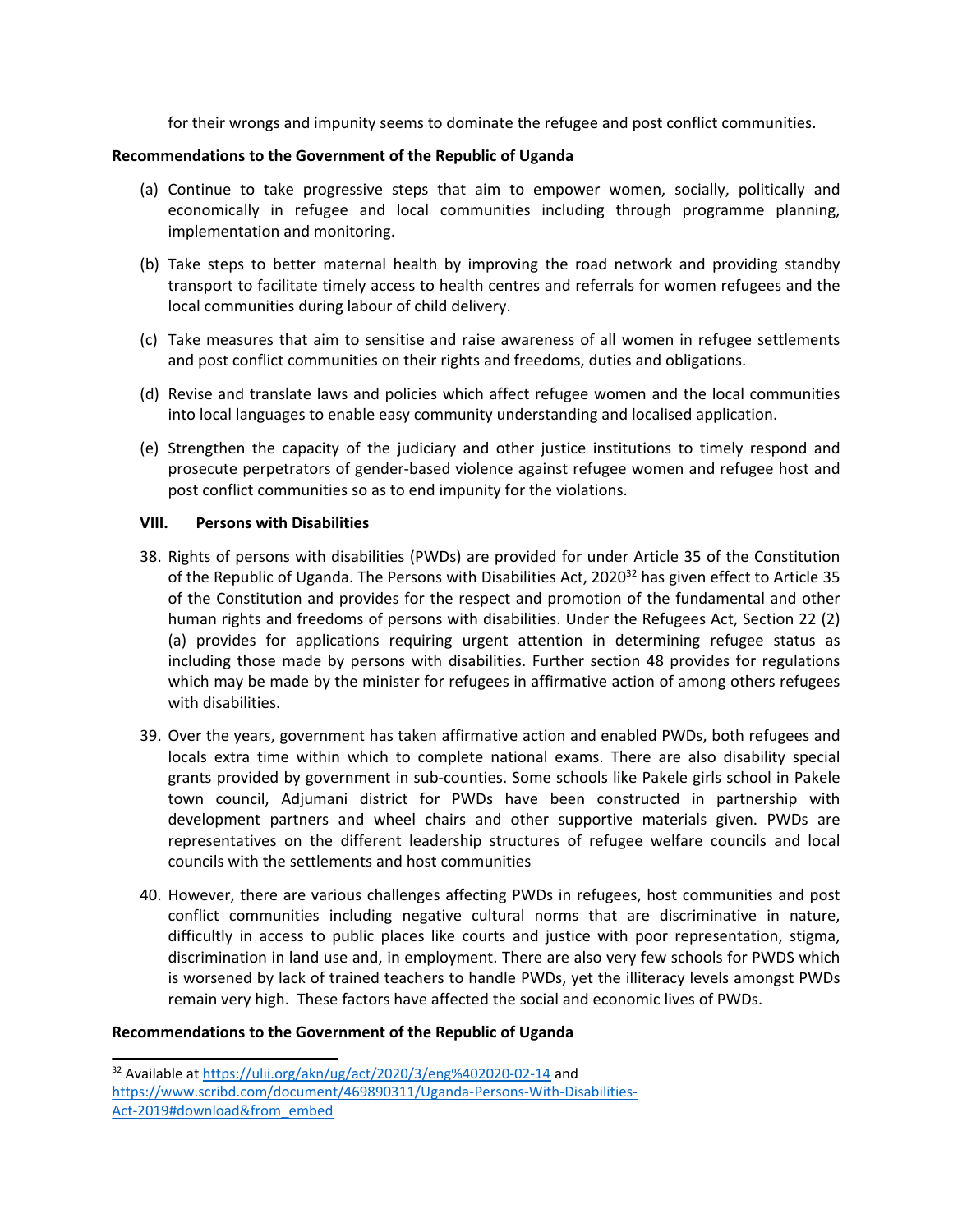for their wrongs and impunity seems to dominate the refugee and post conflict communities.

**Recommendations to the Government of the Republic of Uganda**

(a) Continue to take progressive steps that aim to empower women, socially, politically and economically in refugee and local communities including through programme planning, implementation and monitoring.

(b) Take steps to better maternal health by improving the road network and providing standby transport to facilitate timely access to health centres and referrals for women refugees and the local communities during labour of child delivery.

(c) Take measures that aim to sensitise and raise awareness of all women in refugee settlements and post conflict communities on their rights and freedoms, duties and obligations.

(d) Revise and translate laws and policies which affect refugee women and the local communities into local languages to enable easy community understanding and localised application.

(e) Strengthen the capacity of the judiciary and other justice institutions to timely respond and prosecute perpetrators of gender-based violence against refugee women and refugee host and post conflict communities so as to end impunity for the violations.

## VIII. Persons with Disabilities

38. Rights of persons with disabilities (PWDs) are provided for under Article 35 of the Constitution of the Republic of Uganda. The Persons with Disabilities Act, 2020[32] has given effect to Article 35 of the Constitution and provides for the respect and promotion of the fundamental and other human rights and freedoms of persons with disabilities. Under the Refugees Act, Section 22 (2) (a) provides for applications requiring urgent attention in determining refugee status as including those made by persons with disabilities. Further section 48 provides for regulations which may be made by the minister for refugees in affirmative action of among others refugees with disabilities.

39. Over the years, government has taken affirmative action and enabled PWDs, both refugees and locals extra time within which to complete national exams. There are also disability special grants provided by government in sub-counties. Some schools like Pakele girls school in Pakele town council, Adjumani district for PWDs have been constructed in partnership with development partners and wheel chairs and other supportive materials given. PWDs are representatives on the different leadership structures of refugee welfare councils and local councils with the settlements and host communities

40. However, there are various challenges affecting PWDs in refugees, host communities and post conflict communities including negative cultural norms that are discriminative in nature, difficultly in access to public places like courts and justice with poor representation, stigma, discrimination in land use and, in employment. There are also very few schools for PWDS which is worsened by lack of trained teachers to handle PWDs, yet the illiteracy levels amongst PWDs remain very high. These factors have affected the social and economic lives of PWDs.

**Recommendations to the Government of the Republic of Uganda**

---

[32] Available at https://ulii.org/akn/ug/act/2020/3/eng%402020-02-14 and https://www.scribd.com/document/469890311/Uganda-Persons-With-Disabilities-Act-2019#download&from_embed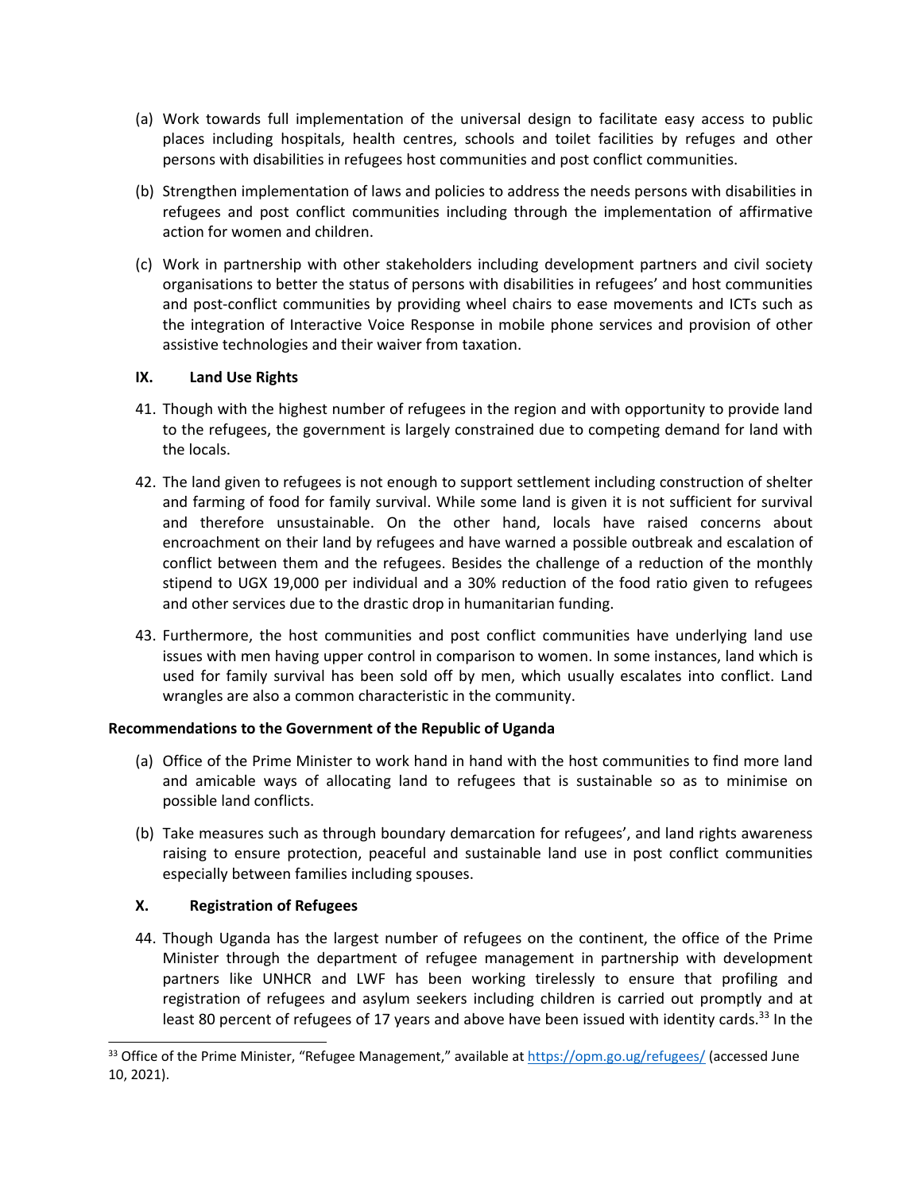(a) Work towards full implementation of the universal design to facilitate easy access to public places including hospitals, health centres, schools and toilet facilities by refuges and other persons with disabilities in refugees host communities and post conflict communities.

(b) Strengthen implementation of laws and policies to address the needs persons with disabilities in refugees and post conflict communities including through the implementation of affirmative action for women and children.

(c) Work in partnership with other stakeholders including development partners and civil society organisations to better the status of persons with disabilities in refugees' and host communities and post-conflict communities by providing wheel chairs to ease movements and ICTs such as the integration of Interactive Voice Response in mobile phone services and provision of other assistive technologies and their waiver from taxation.

### IX. Land Use Rights

41. Though with the highest number of refugees in the region and with opportunity to provide land to the refugees, the government is largely constrained due to competing demand for land with the locals.

42. The land given to refugees is not enough to support settlement including construction of shelter and farming of food for family survival. While some land is given it is not sufficient for survival and therefore unsustainable. On the other hand, locals have raised concerns about encroachment on their land by refugees and have warned a possible outbreak and escalation of conflict between them and the refugees. Besides the challenge of a reduction of the monthly stipend to UGX 19,000 per individual and a 30% reduction of the food ratio given to refugees and other services due to the drastic drop in humanitarian funding.

43. Furthermore, the host communities and post conflict communities have underlying land use issues with men having upper control in comparison to women. In some instances, land which is used for family survival has been sold off by men, which usually escalates into conflict. Land wrangles are also a common characteristic in the community.

**Recommendations to the Government of the Republic of Uganda**

(a) Office of the Prime Minister to work hand in hand with the host communities to find more land and amicable ways of allocating land to refugees that is sustainable so as to minimise on possible land conflicts.

(b) Take measures such as through boundary demarcation for refugees', and land rights awareness raising to ensure protection, peaceful and sustainable land use in post conflict communities especially between families including spouses.

### X. Registration of Refugees

44. Though Uganda has the largest number of refugees on the continent, the office of the Prime Minister through the department of refugee management in partnership with development partners like UNHCR and LWF has been working tirelessly to ensure that profiling and registration of refugees and asylum seekers including children is carried out promptly and at least 80 percent of refugees of 17 years and above have been issued with identity cards.[33] In the

---

[33] Office of the Prime Minister, "Refugee Management," available at https://opm.go.ug/refugees/ (accessed June 10, 2021).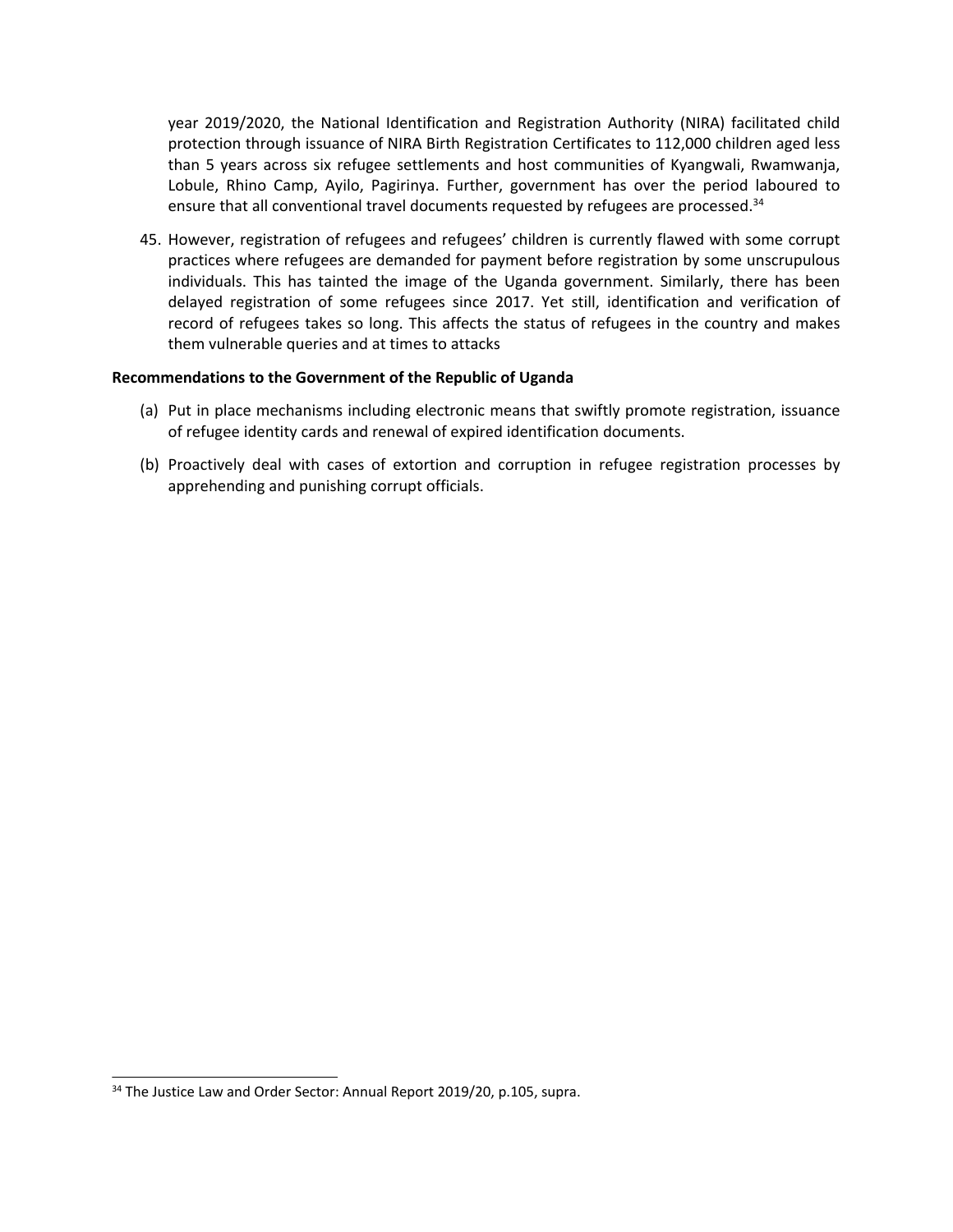year 2019/2020, the National Identification and Registration Authority (NIRA) facilitated child protection through issuance of NIRA Birth Registration Certificates to 112,000 children aged less than 5 years across six refugee settlements and host communities of Kyangwali, Rwamwanja, Lobule, Rhino Camp, Ayilo, Pagirinya. Further, government has over the period laboured to ensure that all conventional travel documents requested by refugees are processed.[34]

45. However, registration of refugees and refugees' children is currently flawed with some corrupt practices where refugees are demanded for payment before registration by some unscrupulous individuals. This has tainted the image of the Uganda government. Similarly, there has been delayed registration of some refugees since 2017. Yet still, identification and verification of record of refugees takes so long. This affects the status of refugees in the country and makes them vulnerable queries and at times to attacks

**Recommendations to the Government of the Republic of Uganda**

(a) Put in place mechanisms including electronic means that swiftly promote registration, issuance of refugee identity cards and renewal of expired identification documents.

(b) Proactively deal with cases of extortion and corruption in refugee registration processes by apprehending and punishing corrupt officials.

[34] The Justice Law and Order Sector: Annual Report 2019/20, p.105, supra.